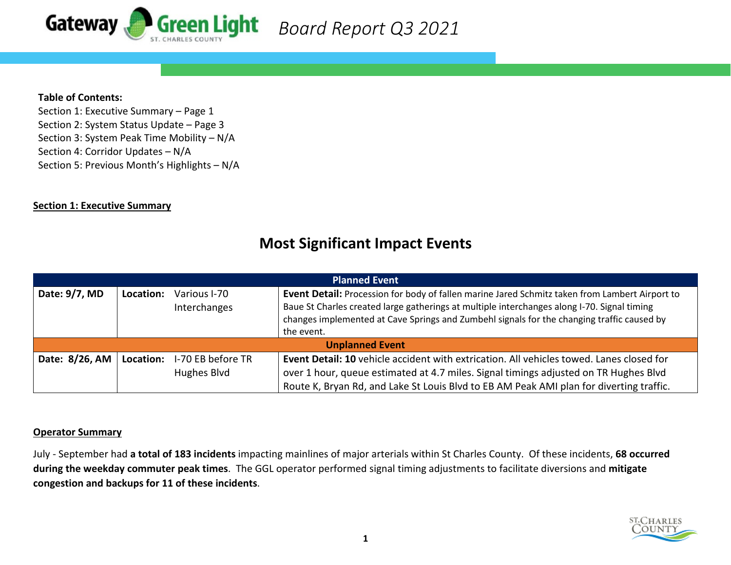# Gateway Green Light *Board Report Q3 2021*

**Table of Contents:**
Section 1: Executive Summary – Page 1
Section 2: System Status Update – Page 3
Section 3: System Peak Time Mobility – N/A
Section 4: Corridor Updates – N/A
Section 5: Previous Month's Highlights – N/A

## Section 1: Executive Summary

### Most Significant Impact Events

| Planned Event | | |
|---|---|---|
| **Date: 9/7, MD** | **Location:** Various I-70 Interchanges | **Event Detail:** Procession for body of fallen marine Jared Schmitz taken from Lambert Airport to Baue St Charles created large gatherings at multiple interchanges along I-70. Signal timing changes implemented at Cave Springs and Zumbehl signals for the changing traffic caused by the event. |
| **Unplanned Event** | | |
| **Date: 8/26, AM** | **Location:** I-70 EB before TR Hughes Blvd | **Event Detail: 10** vehicle accident with extrication. All vehicles towed. Lanes closed for over 1 hour, queue estimated at 4.7 miles. Signal timings adjusted on TR Hughes Blvd Route K, Bryan Rd, and Lake St Louis Blvd to EB AM Peak AMI plan for diverting traffic. |

### Operator Summary

July - September had **a total of 183 incidents** impacting mainlines of major arterials within St Charles County. Of these incidents, **68 occurred during the weekday commuter peak times**. The GGL operator performed signal timing adjustments to facilitate diversions and **mitigate congestion and backups for 11 of these incidents**.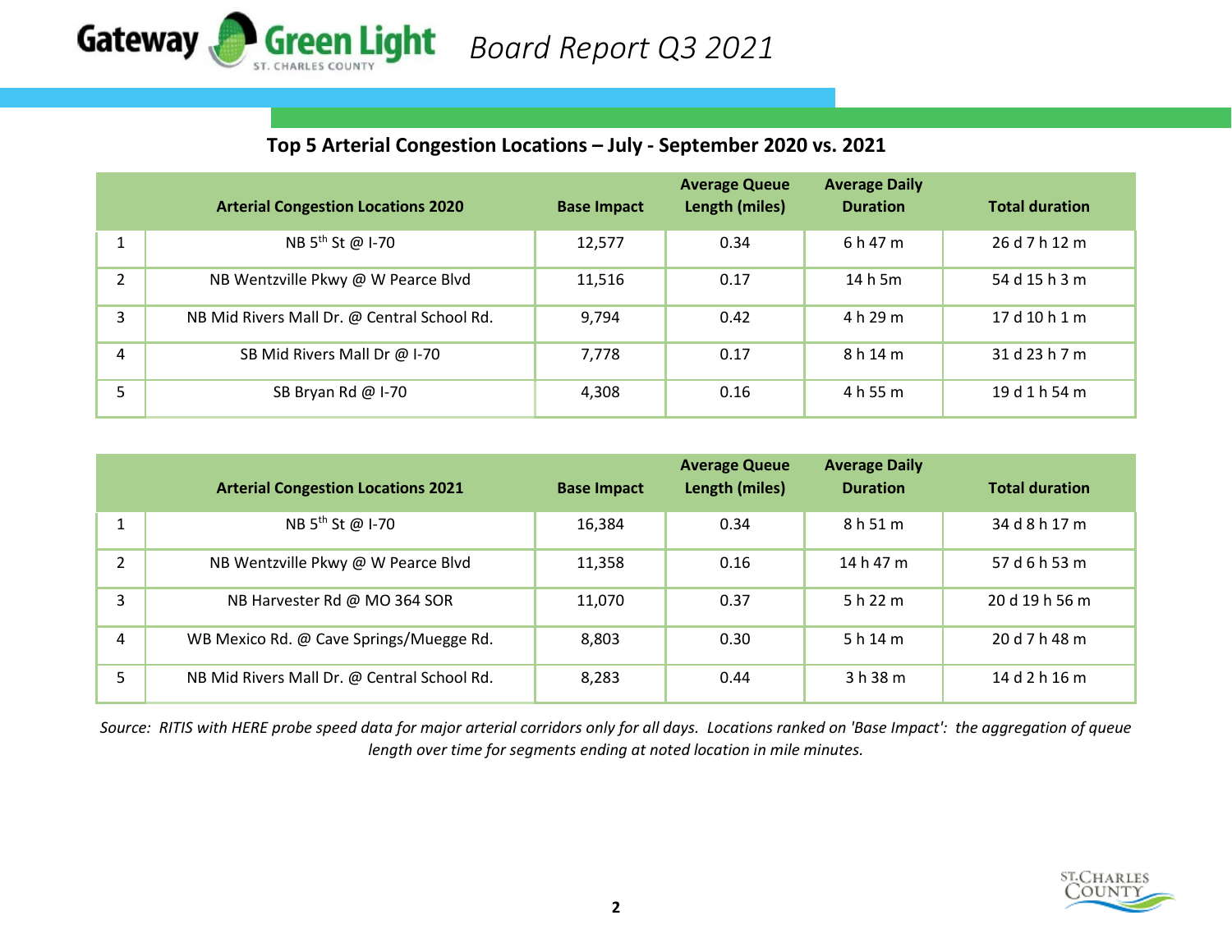# Board Report Q3 2021

## Top 5 Arterial Congestion Locations – July - September 2020 vs. 2021

| | Arterial Congestion Locations 2020 | Base Impact | Average Queue Length (miles) | Average Daily Duration | Total duration |
|---|---|---|---|---|---|
| 1 | NB 5th St @ I-70 | 12,577 | 0.34 | 6 h 47 m | 26 d 7 h 12 m |
| 2 | NB Wentzville Pkwy @ W Pearce Blvd | 11,516 | 0.17 | 14 h 5m | 54 d 15 h 3 m |
| 3 | NB Mid Rivers Mall Dr. @ Central School Rd. | 9,794 | 0.42 | 4 h 29 m | 17 d 10 h 1 m |
| 4 | SB Mid Rivers Mall Dr @ I-70 | 7,778 | 0.17 | 8 h 14 m | 31 d 23 h 7 m |
| 5 | SB Bryan Rd @ I-70 | 4,308 | 0.16 | 4 h 55 m | 19 d 1 h 54 m |

| | Arterial Congestion Locations 2021 | Base Impact | Average Queue Length (miles) | Average Daily Duration | Total duration |
|---|---|---|---|---|---|
| 1 | NB 5th St @ I-70 | 16,384 | 0.34 | 8 h 51 m | 34 d 8 h 17 m |
| 2 | NB Wentzville Pkwy @ W Pearce Blvd | 11,358 | 0.16 | 14 h 47 m | 57 d 6 h 53 m |
| 3 | NB Harvester Rd @ MO 364 SOR | 11,070 | 0.37 | 5 h 22 m | 20 d 19 h 56 m |
| 4 | WB Mexico Rd. @ Cave Springs/Muegge Rd. | 8,803 | 0.30 | 5 h 14 m | 20 d 7 h 48 m |
| 5 | NB Mid Rivers Mall Dr. @ Central School Rd. | 8,283 | 0.44 | 3 h 38 m | 14 d 2 h 16 m |

*Source: RITIS with HERE probe speed data for major arterial corridors only for all days. Locations ranked on 'Base Impact': the aggregation of queue length over time for segments ending at noted location in mile minutes.*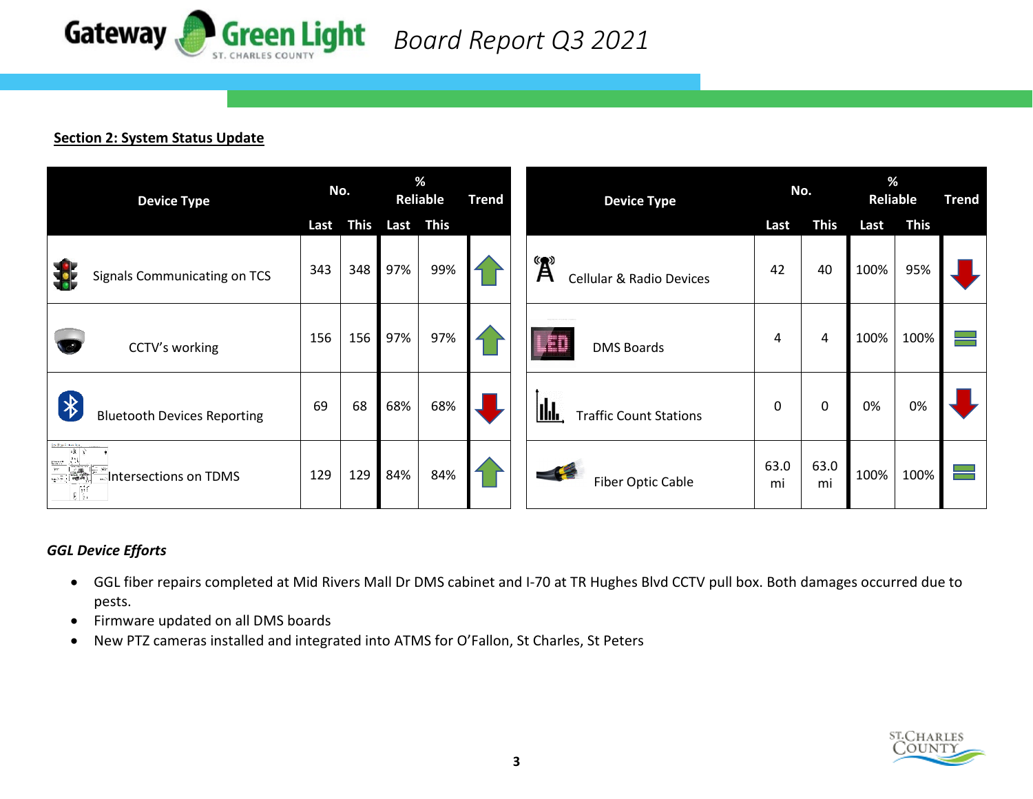## Section 2: System Status Update

| Device Type | No. | | % Reliable | | Trend |
|---|---|---|---|---|---|
| | Last | This | Last | This | |
| Signals Communicating on TCS | 343 | 348 | 97% | 99% | ↑ |
| CCTV's working | 156 | 156 | 97% | 97% | ↑ |
| Bluetooth Devices Reporting | 69 | 68 | 68% | 68% | ↓ |
| Intersections on TDMS | 129 | 129 | 84% | 84% | ↑ |

| Device Type | No. | | % Reliable | | Trend |
|---|---|---|---|---|---|
| | Last | This | Last | This | |
| Cellular & Radio Devices | 42 | 40 | 100% | 95% | ↓ |
| DMS Boards | 4 | 4 | 100% | 100% | = |
| Traffic Count Stations | 0 | 0 | 0% | 0% | ↓ |
| Fiber Optic Cable | 63.0 mi | 63.0 mi | 100% | 100% | = |

### *GGL Device Efforts*

- GGL fiber repairs completed at Mid Rivers Mall Dr DMS cabinet and I-70 at TR Hughes Blvd CCTV pull box. Both damages occurred due to pests.
- Firmware updated on all DMS boards
- New PTZ cameras installed and integrated into ATMS for O'Fallon, St Charles, St Peters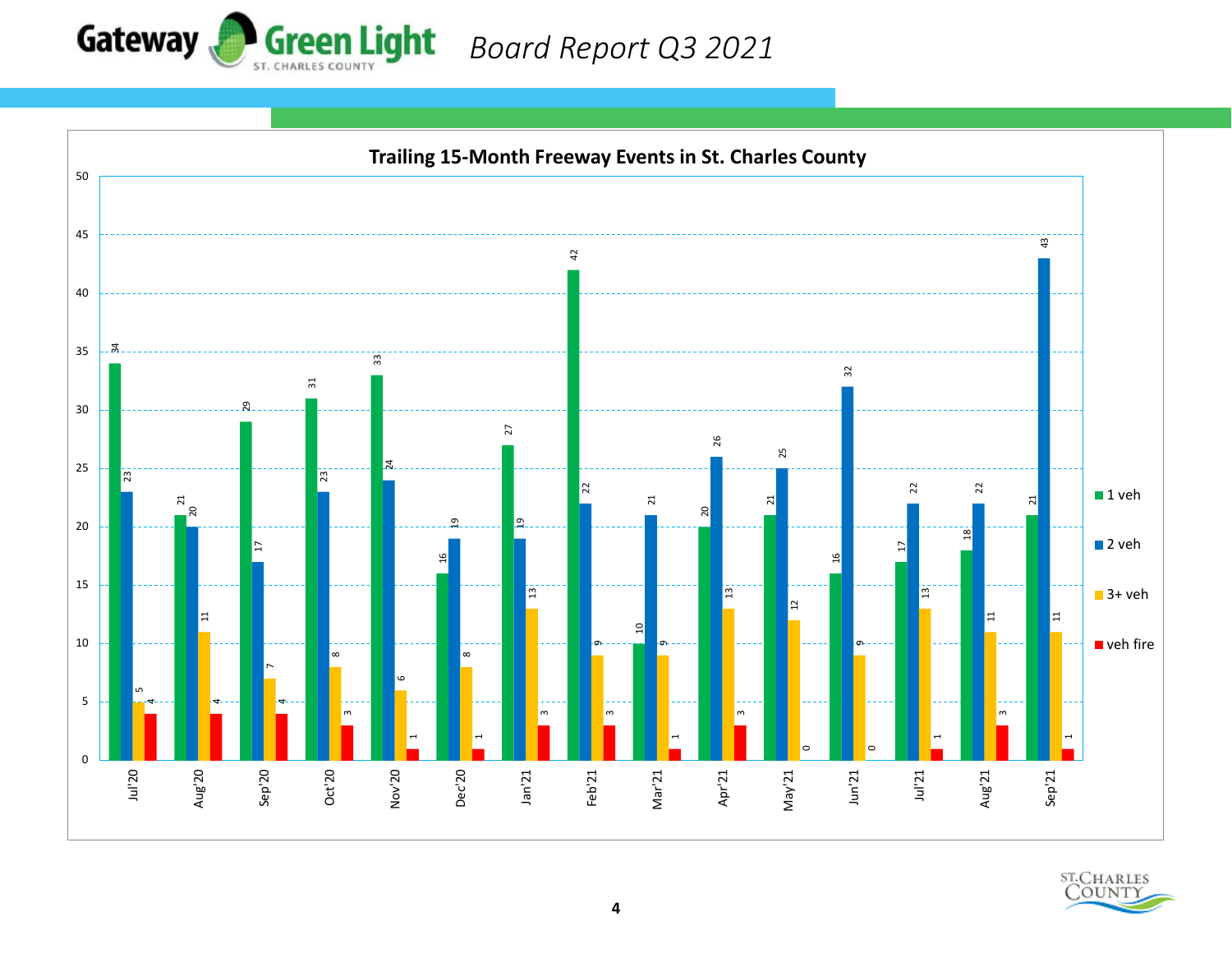# Gateway Green Light ST. CHARLES COUNTY *Board Report Q3 2021*

## Trailing 15-Month Freeway Events in St. Charles County

| Month | 1 veh | 2 veh | 3+ veh | veh fire |
|---|---|---|---|---|
| Jul'20 | 34 | 23 | 5 | 4 |
| Aug'20 | 21 | 20 | 11 | 4 |
| Sep'20 | 29 | 17 | 7 | 4 |
| Oct'20 | 31 | 23 | 8 | 3 |
| Nov'20 | 33 | 24 | 6 | 1 |
| Dec'20 | 16 | 19 | 8 | 1 |
| Jan'21 | 27 | 19 | 13 | 3 |
| Feb'21 | 42 | 22 | 9 | 3 |
| Mar'21 | 10 | 21 | 9 | 1 |
| Apr'21 | 20 | 26 | 13 | 3 |
| May'21 | 21 | 25 | 12 | 0 |
| Jun'21 | 16 | 32 | 9 | 0 |
| Jul'21 | 17 | 22 | 13 | 1 |
| Aug'21 | 18 | 22 | 11 | 3 |
| Sep'21 | 21 | 43 | 11 | 1 |

ST. CHARLES COUNTY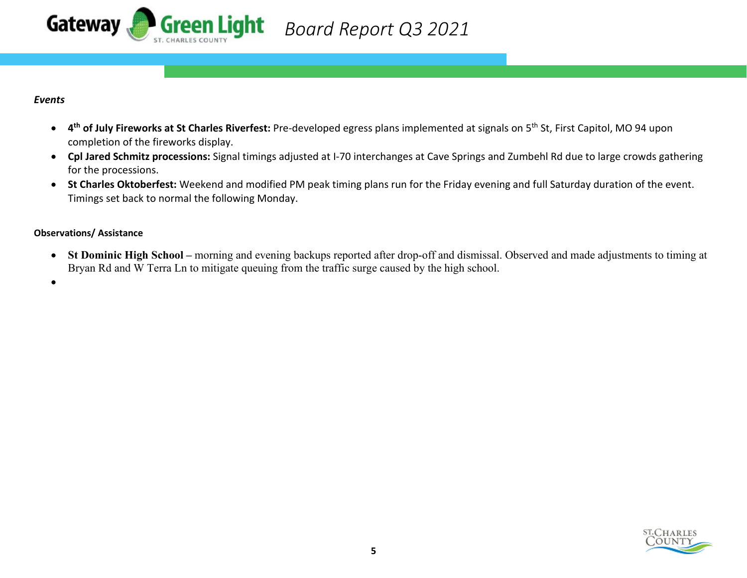***Events***

- **4th of July Fireworks at St Charles Riverfest:** Pre-developed egress plans implemented at signals on 5th St, First Capitol, MO 94 upon completion of the fireworks display.
- **Cpl Jared Schmitz processions:** Signal timings adjusted at I-70 interchanges at Cave Springs and Zumbehl Rd due to large crowds gathering for the processions.
- **St Charles Oktoberfest:** Weekend and modified PM peak timing plans run for the Friday evening and full Saturday duration of the event. Timings set back to normal the following Monday.

**Observations/ Assistance**

- **St Dominic High School** – morning and evening backups reported after drop-off and dismissal. Observed and made adjustments to timing at Bryan Rd and W Terra Ln to mitigate queuing from the traffic surge caused by the high school.
-